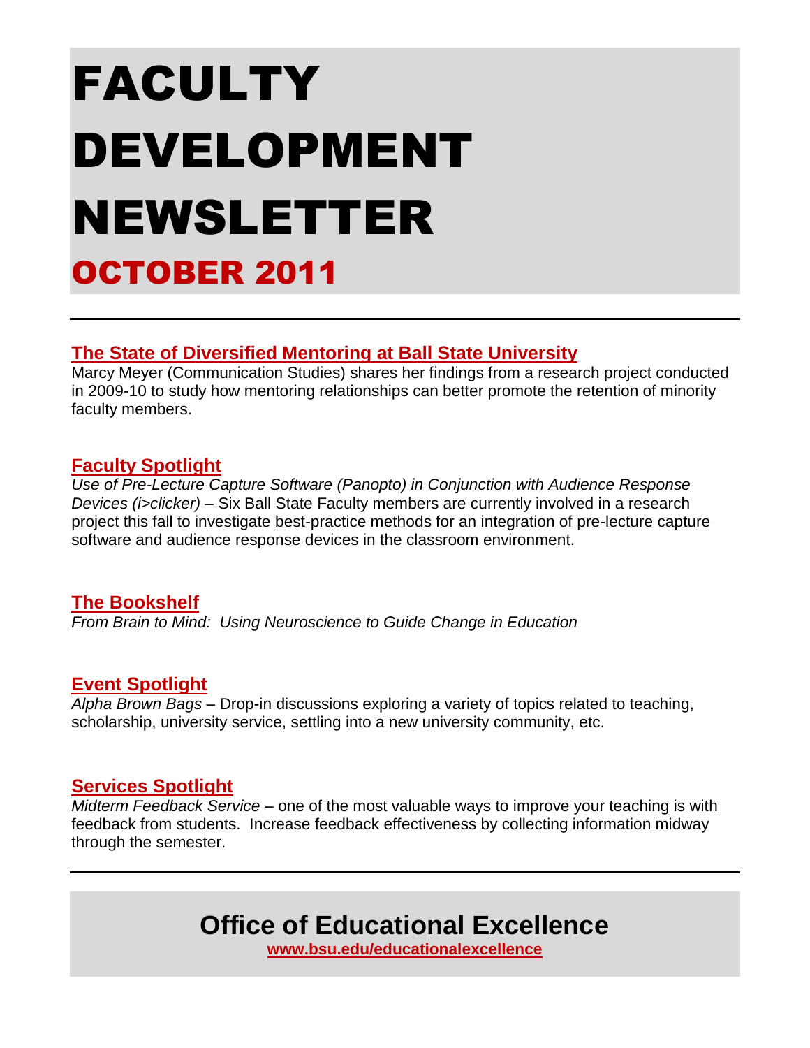# FACULTY DEVELOPMENT NEWSLETTER

## OCTOBER 2011

---

### The State of Diversified Mentoring at Ball State University

Marcy Meyer (Communication Studies) shares her findings from a research project conducted in 2009-10 to study how mentoring relationships can better promote the retention of minority faculty members.

### Faculty Spotlight

*Use of Pre-Lecture Capture Software (Panopto) in Conjunction with Audience Response Devices (i>clicker)* – Six Ball State Faculty members are currently involved in a research project this fall to investigate best-practice methods for an integration of pre-lecture capture software and audience response devices in the classroom environment.

### The Bookshelf

*From Brain to Mind: Using Neuroscience to Guide Change in Education*

### Event Spotlight

*Alpha Brown Bags* – Drop-in discussions exploring a variety of topics related to teaching, scholarship, university service, settling into a new university community, etc.

### Services Spotlight

*Midterm Feedback Service* – one of the most valuable ways to improve your teaching is with feedback from students. Increase feedback effectiveness by collecting information midway through the semester.

---

## Office of Educational Excellence

**www.bsu.edu/educationalexcellence**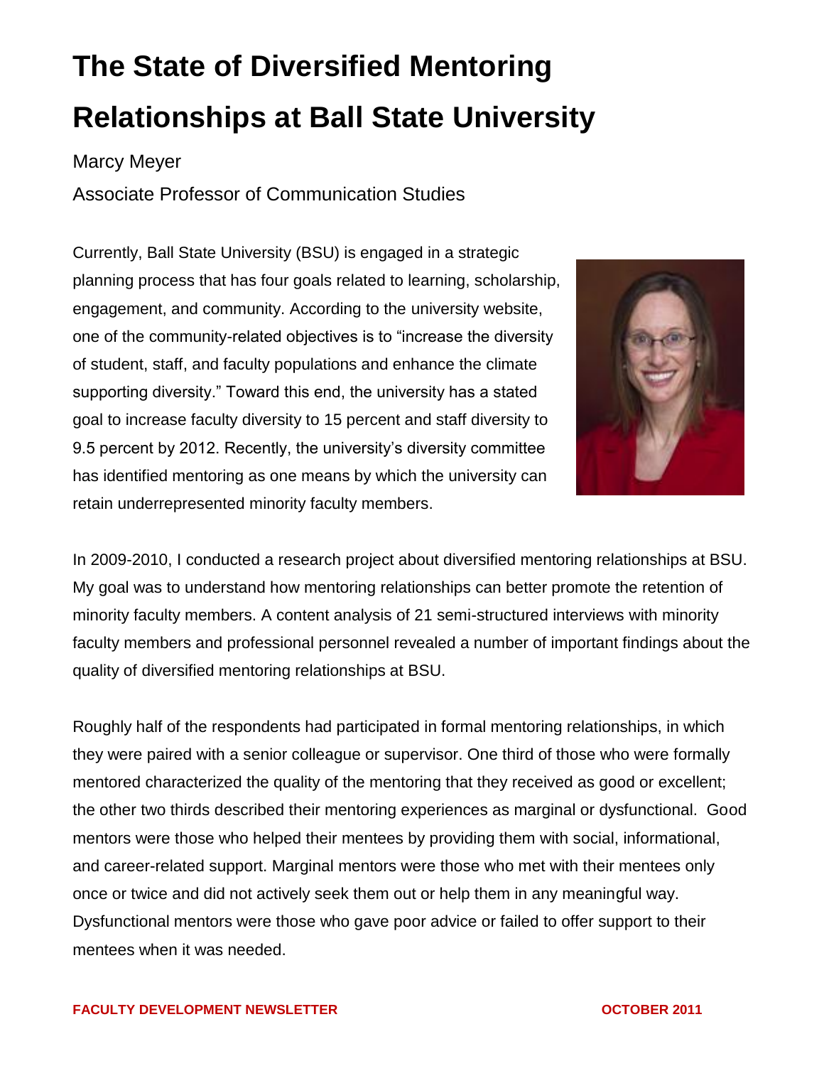# The State of Diversified Mentoring Relationships at Ball State University

Marcy Meyer

Associate Professor of Communication Studies

Currently, Ball State University (BSU) is engaged in a strategic planning process that has four goals related to learning, scholarship, engagement, and community. According to the university website, one of the community-related objectives is to "increase the diversity of student, staff, and faculty populations and enhance the climate supporting diversity." Toward this end, the university has a stated goal to increase faculty diversity to 15 percent and staff diversity to 9.5 percent by 2012. Recently, the university's diversity committee has identified mentoring as one means by which the university can retain underrepresented minority faculty members.

In 2009-2010, I conducted a research project about diversified mentoring relationships at BSU. My goal was to understand how mentoring relationships can better promote the retention of minority faculty members. A content analysis of 21 semi-structured interviews with minority faculty members and professional personnel revealed a number of important findings about the quality of diversified mentoring relationships at BSU.

Roughly half of the respondents had participated in formal mentoring relationships, in which they were paired with a senior colleague or supervisor. One third of those who were formally mentored characterized the quality of the mentoring that they received as good or excellent; the other two thirds described their mentoring experiences as marginal or dysfunctional. Good mentors were those who helped their mentees by providing them with social, informational, and career-related support. Marginal mentors were those who met with their mentees only once or twice and did not actively seek them out or help them in any meaningful way. Dysfunctional mentors were those who gave poor advice or failed to offer support to their mentees when it was needed.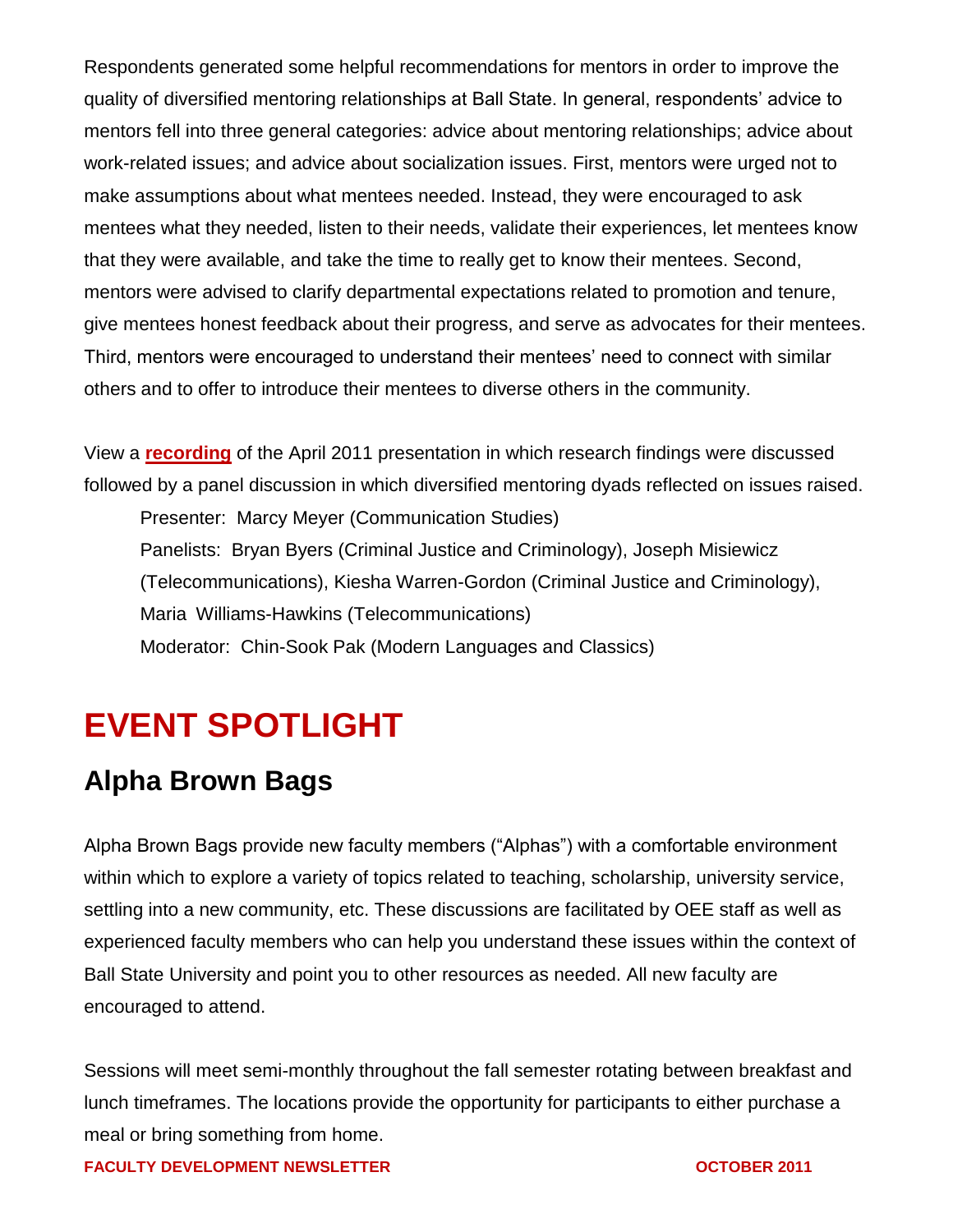Respondents generated some helpful recommendations for mentors in order to improve the quality of diversified mentoring relationships at Ball State. In general, respondents' advice to mentors fell into three general categories: advice about mentoring relationships; advice about work-related issues; and advice about socialization issues. First, mentors were urged not to make assumptions about what mentees needed. Instead, they were encouraged to ask mentees what they needed, listen to their needs, validate their experiences, let mentees know that they were available, and take the time to really get to know their mentees. Second, mentors were advised to clarify departmental expectations related to promotion and tenure, give mentees honest feedback about their progress, and serve as advocates for their mentees. Third, mentors were encouraged to understand their mentees' need to connect with similar others and to offer to introduce their mentees to diverse others in the community.

View a **recording** of the April 2011 presentation in which research findings were discussed followed by a panel discussion in which diversified mentoring dyads reflected on issues raised.

Presenter: Marcy Meyer (Communication Studies)
Panelists: Bryan Byers (Criminal Justice and Criminology), Joseph Misiewicz (Telecommunications), Kiesha Warren-Gordon (Criminal Justice and Criminology), Maria Williams-Hawkins (Telecommunications)
Moderator: Chin-Sook Pak (Modern Languages and Classics)

# EVENT SPOTLIGHT

## Alpha Brown Bags

Alpha Brown Bags provide new faculty members ("Alphas") with a comfortable environment within which to explore a variety of topics related to teaching, scholarship, university service, settling into a new community, etc. These discussions are facilitated by OEE staff as well as experienced faculty members who can help you understand these issues within the context of Ball State University and point you to other resources as needed. All new faculty are encouraged to attend.

Sessions will meet semi-monthly throughout the fall semester rotating between breakfast and lunch timeframes. The locations provide the opportunity for participants to either purchase a meal or bring something from home.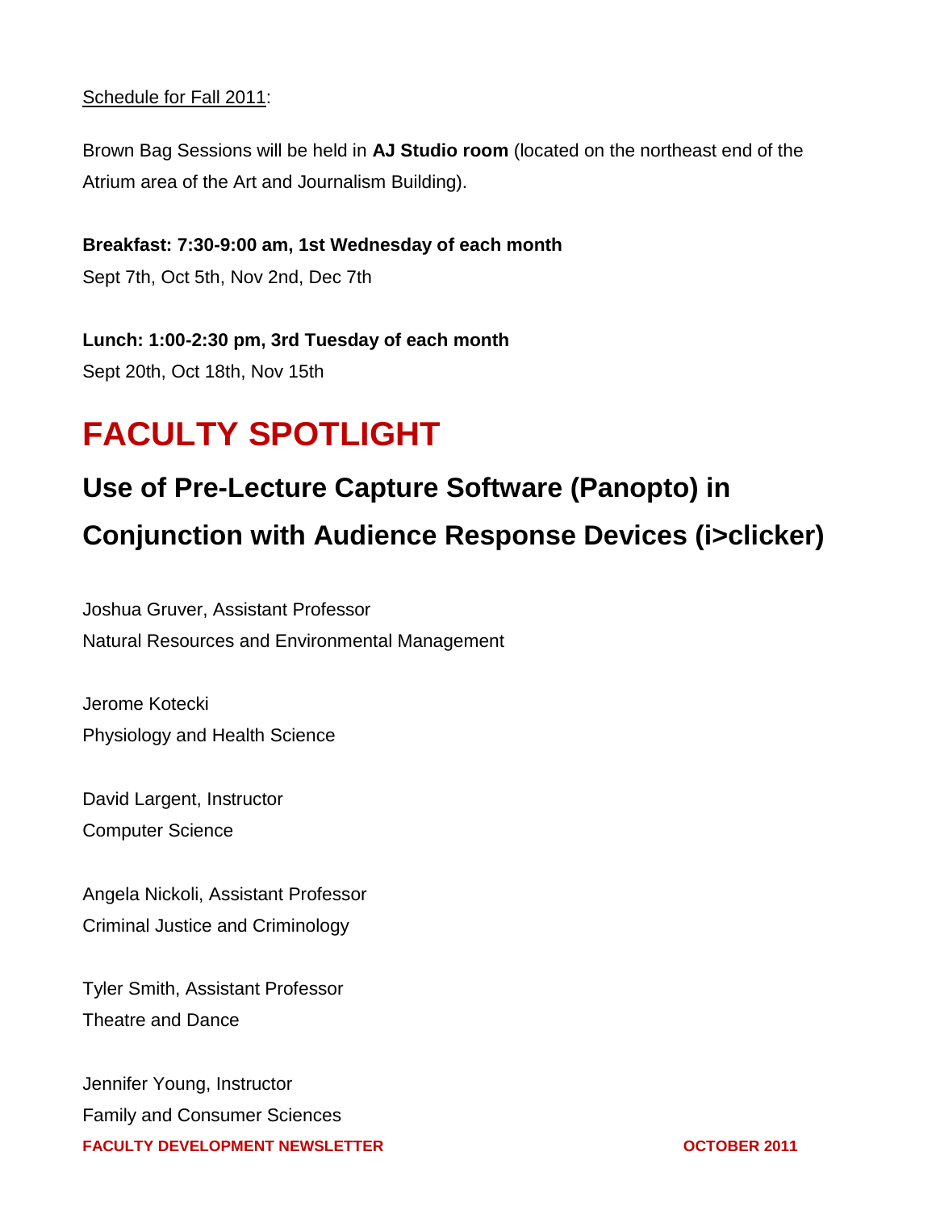Schedule for Fall 2011:

Brown Bag Sessions will be held in **AJ Studio room** (located on the northeast end of the Atrium area of the Art and Journalism Building).

**Breakfast: 7:30-9:00 am, 1st Wednesday of each month**
Sept 7th, Oct 5th, Nov 2nd, Dec 7th

**Lunch: 1:00-2:30 pm, 3rd Tuesday of each month**
Sept 20th, Oct 18th, Nov 15th

# FACULTY SPOTLIGHT

## Use of Pre-Lecture Capture Software (Panopto) in Conjunction with Audience Response Devices (i>clicker)

Joshua Gruver, Assistant Professor
Natural Resources and Environmental Management

Jerome Kotecki
Physiology and Health Science

David Largent, Instructor
Computer Science

Angela Nickoli, Assistant Professor
Criminal Justice and Criminology

Tyler Smith, Assistant Professor
Theatre and Dance

Jennifer Young, Instructor
Family and Consumer Sciences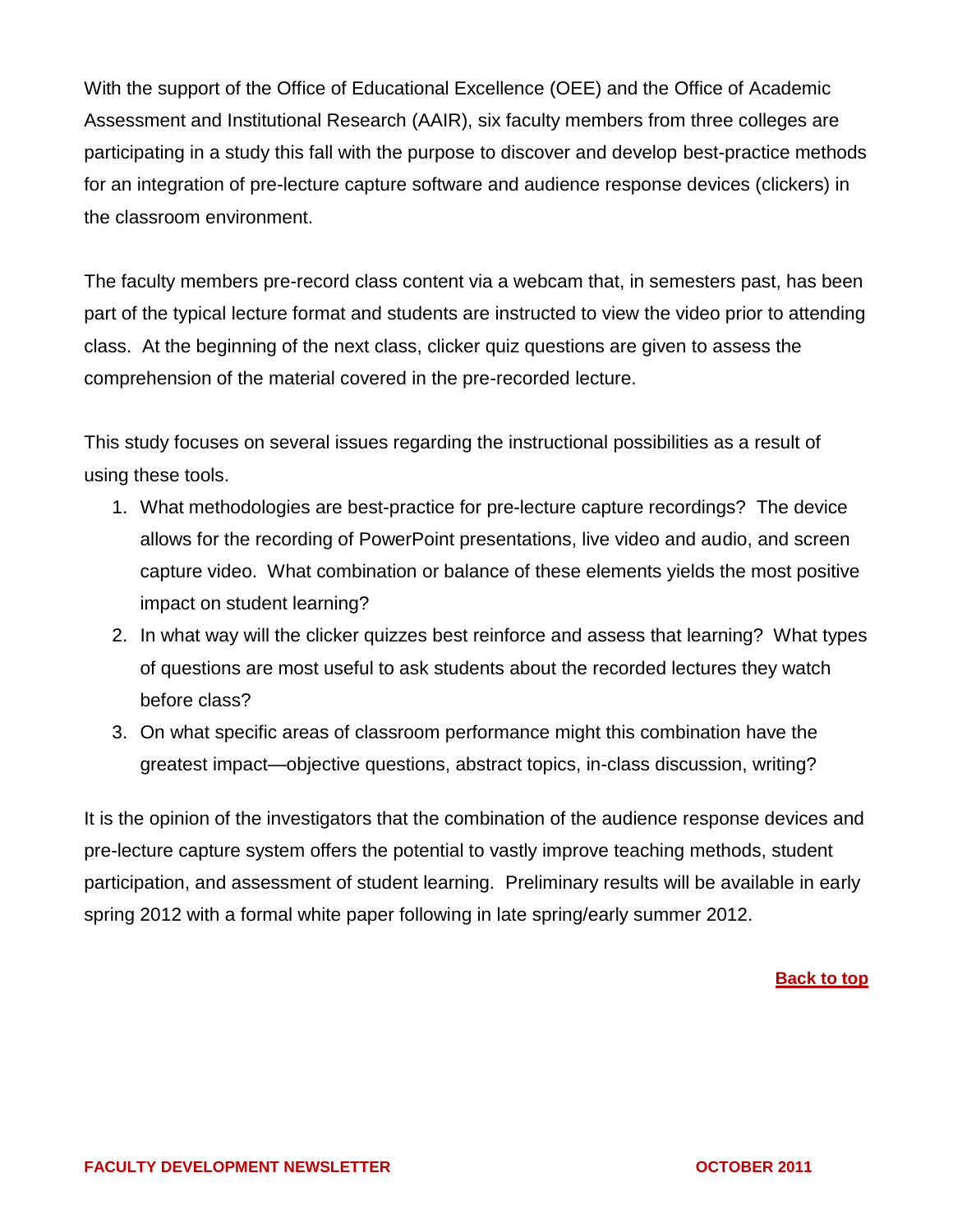With the support of the Office of Educational Excellence (OEE) and the Office of Academic Assessment and Institutional Research (AAIR), six faculty members from three colleges are participating in a study this fall with the purpose to discover and develop best-practice methods for an integration of pre-lecture capture software and audience response devices (clickers) in the classroom environment.

The faculty members pre-record class content via a webcam that, in semesters past, has been part of the typical lecture format and students are instructed to view the video prior to attending class. At the beginning of the next class, clicker quiz questions are given to assess the comprehension of the material covered in the pre-recorded lecture.

This study focuses on several issues regarding the instructional possibilities as a result of using these tools.

1. What methodologies are best-practice for pre-lecture capture recordings? The device allows for the recording of PowerPoint presentations, live video and audio, and screen capture video. What combination or balance of these elements yields the most positive impact on student learning?
2. In what way will the clicker quizzes best reinforce and assess that learning? What types of questions are most useful to ask students about the recorded lectures they watch before class?
3. On what specific areas of classroom performance might this combination have the greatest impact—objective questions, abstract topics, in-class discussion, writing?

It is the opinion of the investigators that the combination of the audience response devices and pre-lecture capture system offers the potential to vastly improve teaching methods, student participation, and assessment of student learning. Preliminary results will be available in early spring 2012 with a formal white paper following in late spring/early summer 2012.

**Back to top**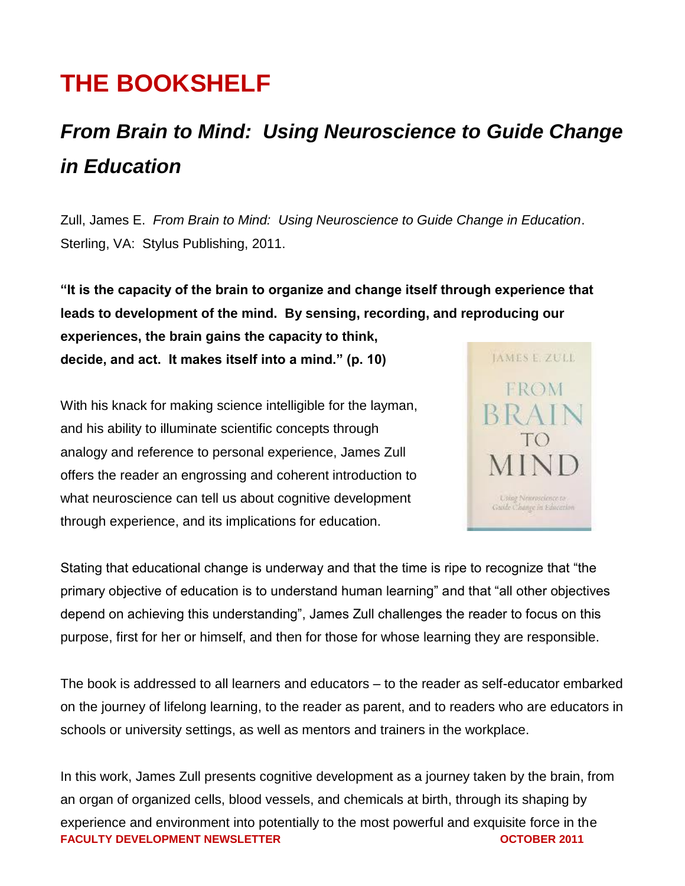# THE BOOKSHELF

## *From Brain to Mind: Using Neuroscience to Guide Change in Education*

Zull, James E. *From Brain to Mind: Using Neuroscience to Guide Change in Education*. Sterling, VA: Stylus Publishing, 2011.

**"It is the capacity of the brain to organize and change itself through experience that leads to development of the mind. By sensing, recording, and reproducing our experiences, the brain gains the capacity to think, decide, and act. It makes itself into a mind." (p. 10)**

With his knack for making science intelligible for the layman, and his ability to illuminate scientific concepts through analogy and reference to personal experience, James Zull offers the reader an engrossing and coherent introduction to what neuroscience can tell us about cognitive development through experience, and its implications for education.

Stating that educational change is underway and that the time is ripe to recognize that "the primary objective of education is to understand human learning" and that "all other objectives depend on achieving this understanding", James Zull challenges the reader to focus on this purpose, first for her or himself, and then for those for whose learning they are responsible.

The book is addressed to all learners and educators – to the reader as self-educator embarked on the journey of lifelong learning, to the reader as parent, and to readers who are educators in schools or university settings, as well as mentors and trainers in the workplace.

In this work, James Zull presents cognitive development as a journey taken by the brain, from an organ of organized cells, blood vessels, and chemicals at birth, through its shaping by experience and environment into potentially to the most powerful and exquisite force in the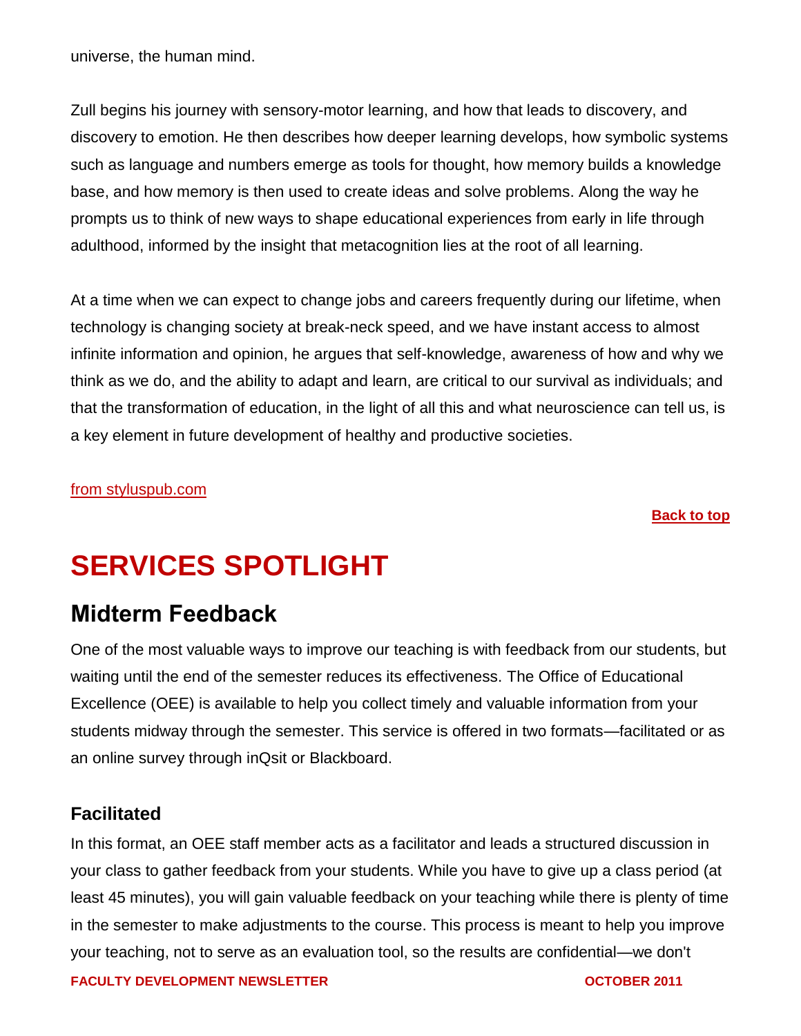universe, the human mind.

Zull begins his journey with sensory-motor learning, and how that leads to discovery, and discovery to emotion. He then describes how deeper learning develops, how symbolic systems such as language and numbers emerge as tools for thought, how memory builds a knowledge base, and how memory is then used to create ideas and solve problems. Along the way he prompts us to think of new ways to shape educational experiences from early in life through adulthood, informed by the insight that metacognition lies at the root of all learning.

At a time when we can expect to change jobs and careers frequently during our lifetime, when technology is changing society at break-neck speed, and we have instant access to almost infinite information and opinion, he argues that self-knowledge, awareness of how and why we think as we do, and the ability to adapt and learn, are critical to our survival as individuals; and that the transformation of education, in the light of all this and what neuroscience can tell us, is a key element in future development of healthy and productive societies.

from styluspub.com

**Back to top**

# SERVICES SPOTLIGHT

## Midterm Feedback

One of the most valuable ways to improve our teaching is with feedback from our students, but waiting until the end of the semester reduces its effectiveness. The Office of Educational Excellence (OEE) is available to help you collect timely and valuable information from your students midway through the semester. This service is offered in two formats—facilitated or as an online survey through inQsit or Blackboard.

### Facilitated

In this format, an OEE staff member acts as a facilitator and leads a structured discussion in your class to gather feedback from your students. While you have to give up a class period (at least 45 minutes), you will gain valuable feedback on your teaching while there is plenty of time in the semester to make adjustments to the course. This process is meant to help you improve your teaching, not to serve as an evaluation tool, so the results are confidential—we don't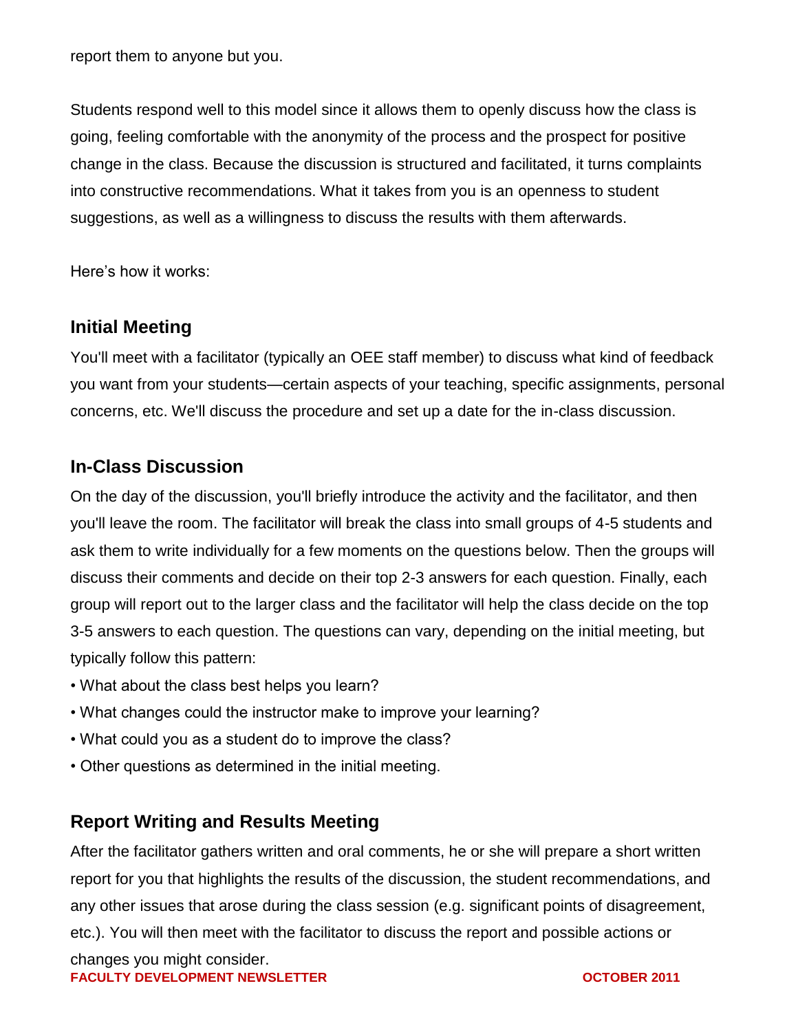report them to anyone but you.

Students respond well to this model since it allows them to openly discuss how the class is going, feeling comfortable with the anonymity of the process and the prospect for positive change in the class. Because the discussion is structured and facilitated, it turns complaints into constructive recommendations. What it takes from you is an openness to student suggestions, as well as a willingness to discuss the results with them afterwards.

Here's how it works:

### Initial Meeting

You'll meet with a facilitator (typically an OEE staff member) to discuss what kind of feedback you want from your students—certain aspects of your teaching, specific assignments, personal concerns, etc. We'll discuss the procedure and set up a date for the in-class discussion.

### In-Class Discussion

On the day of the discussion, you'll briefly introduce the activity and the facilitator, and then you'll leave the room. The facilitator will break the class into small groups of 4-5 students and ask them to write individually for a few moments on the questions below. Then the groups will discuss their comments and decide on their top 2-3 answers for each question. Finally, each group will report out to the larger class and the facilitator will help the class decide on the top 3-5 answers to each question. The questions can vary, depending on the initial meeting, but typically follow this pattern:

- What about the class best helps you learn?
- What changes could the instructor make to improve your learning?
- What could you as a student do to improve the class?
- Other questions as determined in the initial meeting.

### Report Writing and Results Meeting

After the facilitator gathers written and oral comments, he or she will prepare a short written report for you that highlights the results of the discussion, the student recommendations, and any other issues that arose during the class session (e.g. significant points of disagreement, etc.). You will then meet with the facilitator to discuss the report and possible actions or changes you might consider.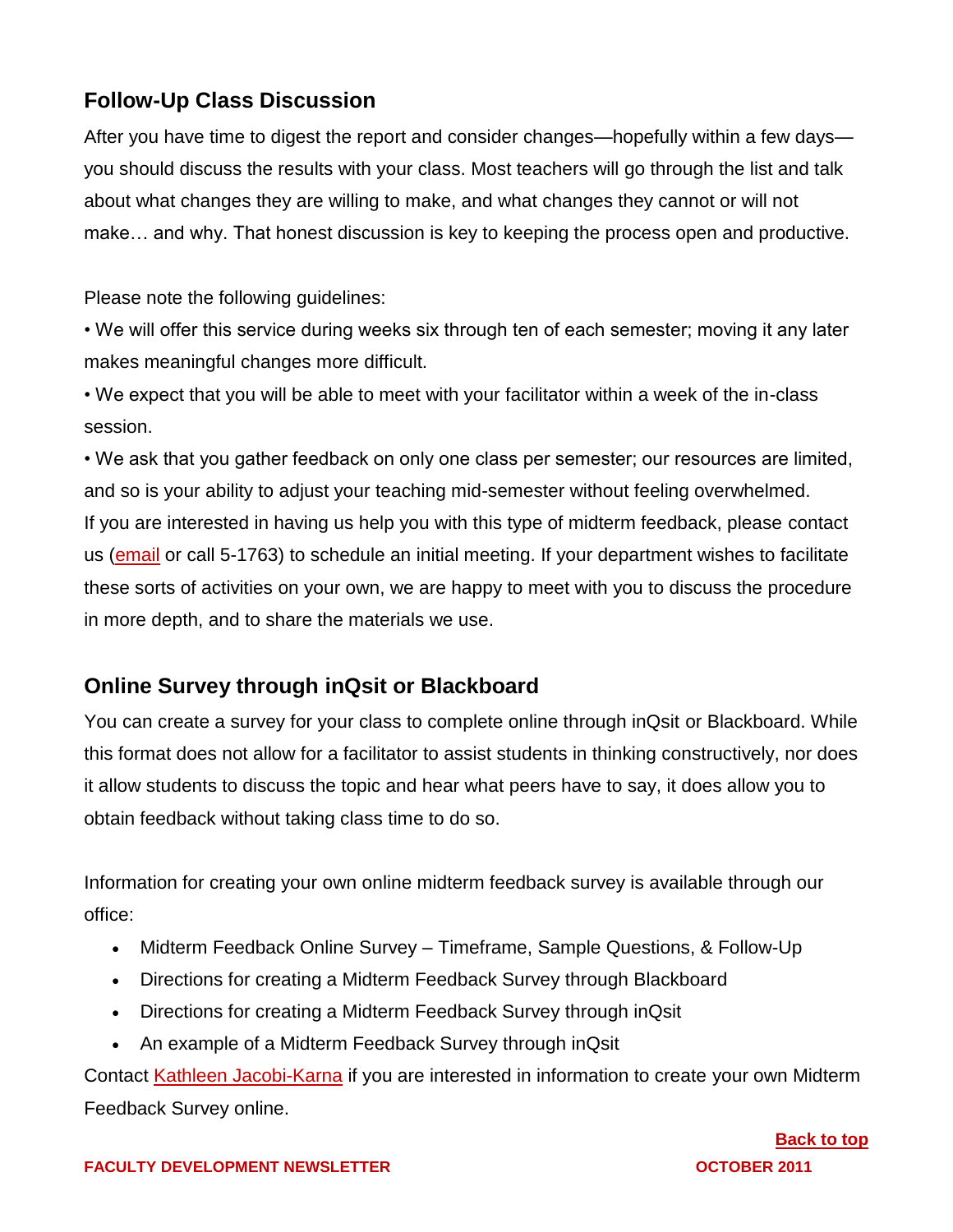## Follow-Up Class Discussion

After you have time to digest the report and consider changes—hopefully within a few days—you should discuss the results with your class. Most teachers will go through the list and talk about what changes they are willing to make, and what changes they cannot or will not make… and why. That honest discussion is key to keeping the process open and productive.

Please note the following guidelines:

• We will offer this service during weeks six through ten of each semester; moving it any later makes meaningful changes more difficult.

• We expect that you will be able to meet with your facilitator within a week of the in-class session.

• We ask that you gather feedback on only one class per semester; our resources are limited, and so is your ability to adjust your teaching mid-semester without feeling overwhelmed.

If you are interested in having us help you with this type of midterm feedback, please contact us (email or call 5-1763) to schedule an initial meeting. If your department wishes to facilitate these sorts of activities on your own, we are happy to meet with you to discuss the procedure in more depth, and to share the materials we use.

## Online Survey through inQsit or Blackboard

You can create a survey for your class to complete online through inQsit or Blackboard. While this format does not allow for a facilitator to assist students in thinking constructively, nor does it allow students to discuss the topic and hear what peers have to say, it does allow you to obtain feedback without taking class time to do so.

Information for creating your own online midterm feedback survey is available through our office:

- Midterm Feedback Online Survey – Timeframe, Sample Questions, & Follow-Up
- Directions for creating a Midterm Feedback Survey through Blackboard
- Directions for creating a Midterm Feedback Survey through inQsit
- An example of a Midterm Feedback Survey through inQsit

Contact Kathleen Jacobi-Karna if you are interested in information to create your own Midterm Feedback Survey online.

**Back to top**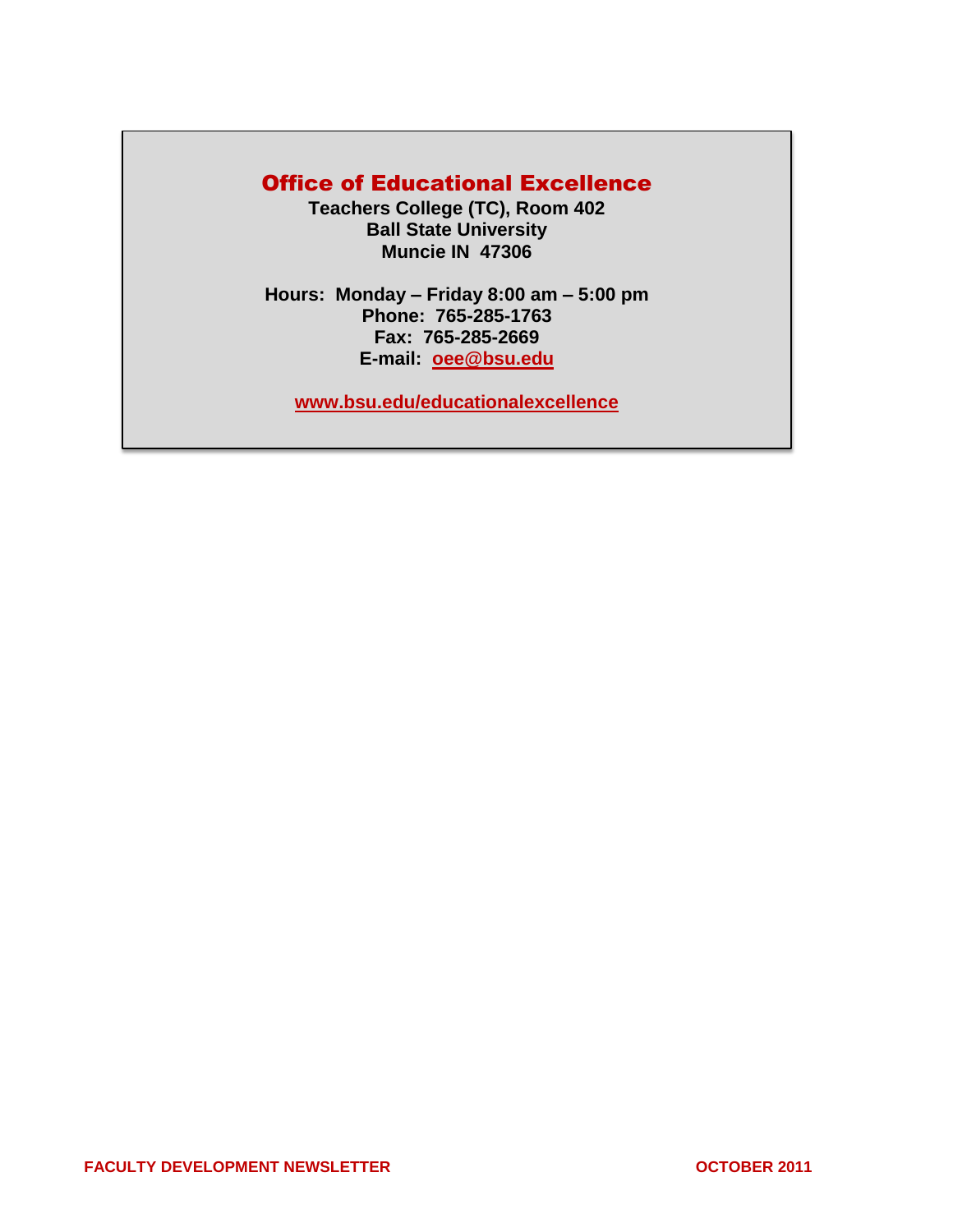## Office of Educational Excellence

**Teachers College (TC), Room 402**
**Ball State University**
**Muncie IN 47306**

**Hours: Monday – Friday 8:00 am – 5:00 pm**
**Phone: 765-285-1763**
**Fax: 765-285-2669**
**E-mail: oee@bsu.edu**

**www.bsu.edu/educationalexcellence**